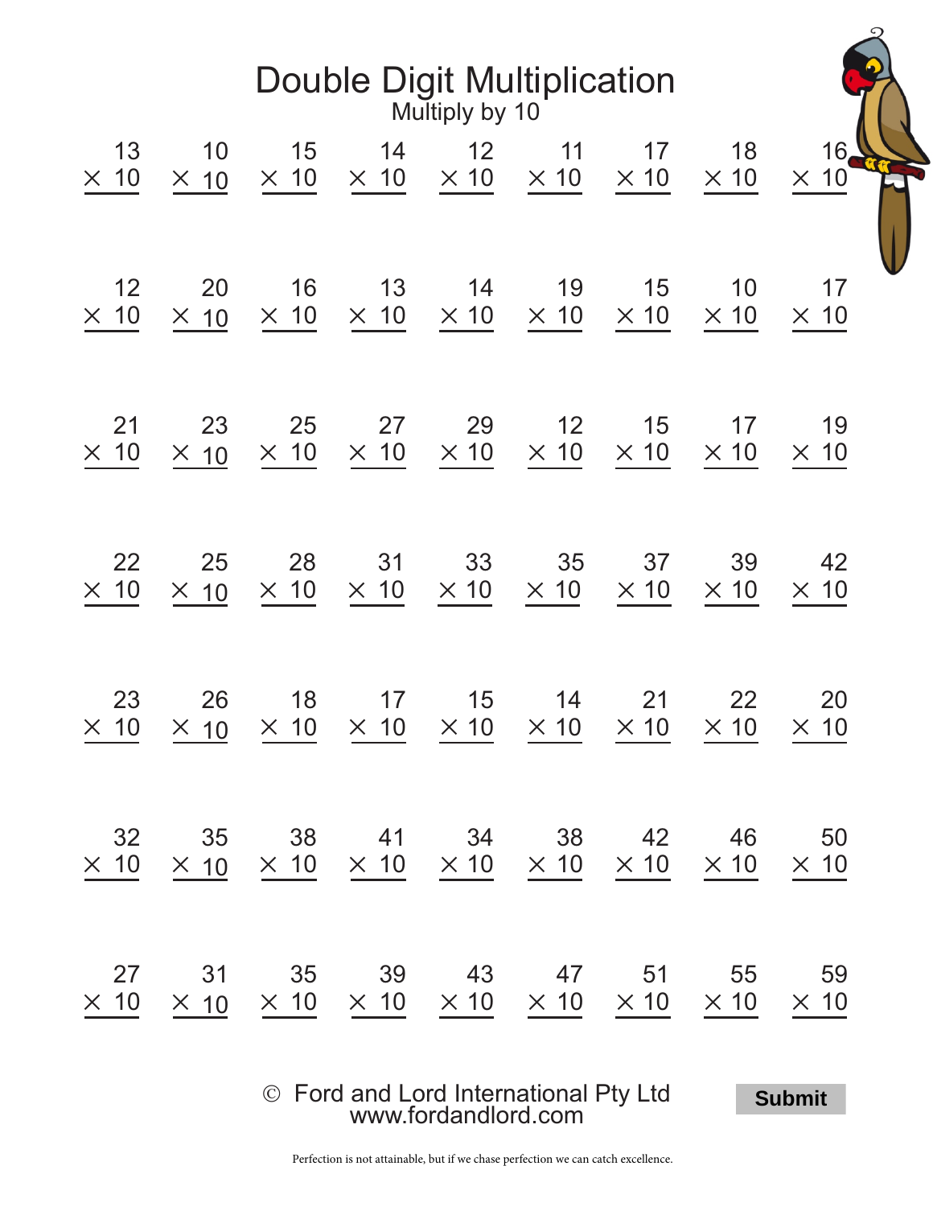# Double Digit Multiplication

## Multiply by 10

| | | | | | | | | |
|---|---|---|---|---|---|---|---|---|
| $13 \times 10$ | $10 \times 10$ | $15 \times 10$ | $14 \times 10$ | $12 \times 10$ | $11 \times 10$ | $17 \times 10$ | $18 \times 10$ | $16 \times 10$ |
| $12 \times 10$ | $20 \times 10$ | $16 \times 10$ | $13 \times 10$ | $14 \times 10$ | $19 \times 10$ | $15 \times 10$ | $10 \times 10$ | $17 \times 10$ |
| $21 \times 10$ | $23 \times 10$ | $25 \times 10$ | $27 \times 10$ | $29 \times 10$ | $12 \times 10$ | $15 \times 10$ | $17 \times 10$ | $19 \times 10$ |
| $22 \times 10$ | $25 \times 10$ | $28 \times 10$ | $31 \times 10$ | $33 \times 10$ | $35 \times 10$ | $37 \times 10$ | $39 \times 10$ | $42 \times 10$ |
| $23 \times 10$ | $26 \times 10$ | $18 \times 10$ | $17 \times 10$ | $15 \times 10$ | $14 \times 10$ | $21 \times 10$ | $22 \times 10$ | $20 \times 10$ |
| $32 \times 10$ | $35 \times 10$ | $38 \times 10$ | $41 \times 10$ | $34 \times 10$ | $38 \times 10$ | $42 \times 10$ | $46 \times 10$ | $50 \times 10$ |
| $27 \times 10$ | $31 \times 10$ | $35 \times 10$ | $39 \times 10$ | $43 \times 10$ | $47 \times 10$ | $51 \times 10$ | $55 \times 10$ | $59 \times 10$ |

© Ford and Lord International Pty Ltd
www.fordandlord.com

Submit

Perfection is not attainable, but if we chase perfection we can catch excellence.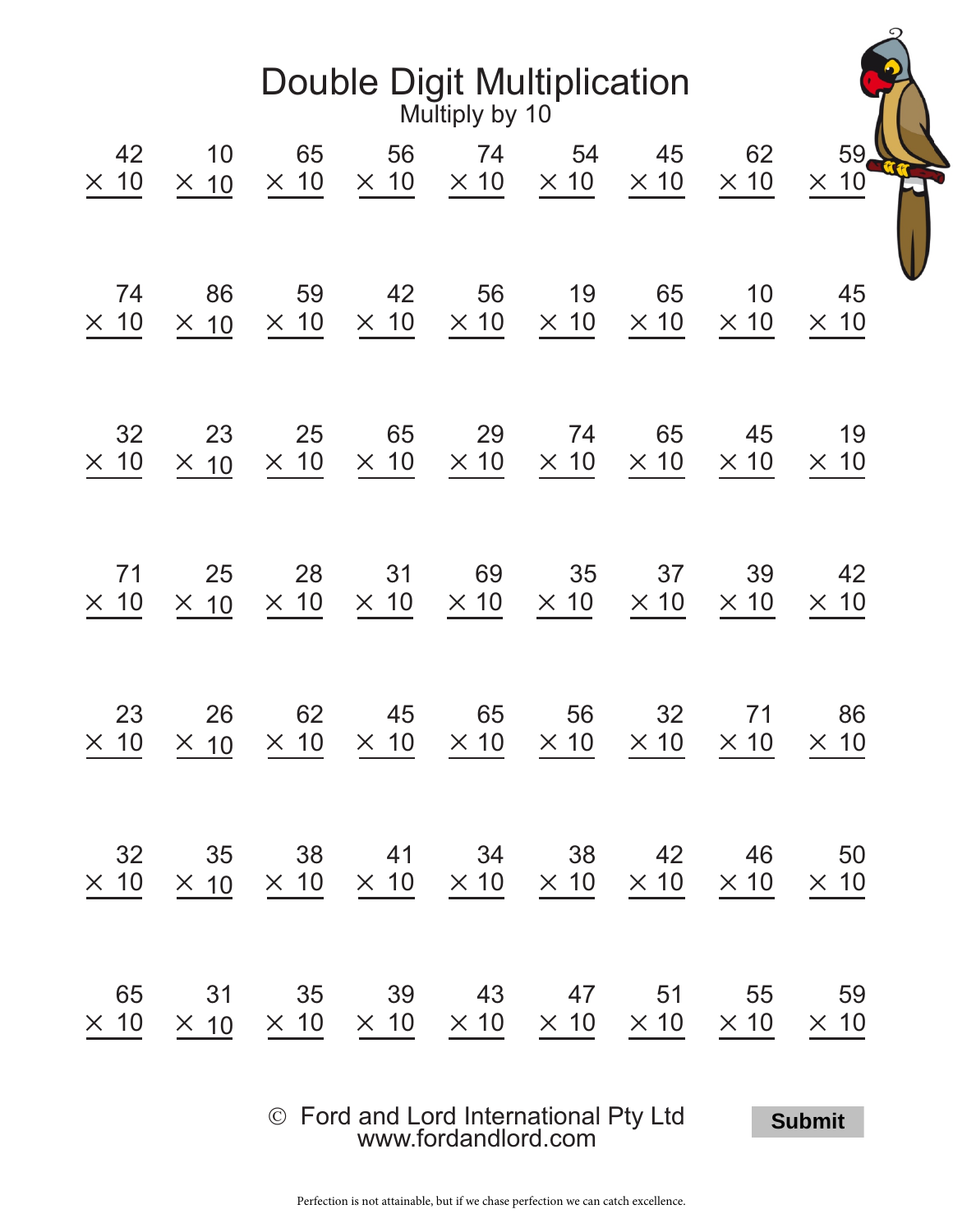# Double Digit Multiplication

## Multiply by 10

| | | | | | | | | |
|---|---|---|---|---|---|---|---|---|
| $42 \times 10$ | $10 \times 10$ | $65 \times 10$ | $56 \times 10$ | $74 \times 10$ | $54 \times 10$ | $45 \times 10$ | $62 \times 10$ | $59 \times 10$ |
| $74 \times 10$ | $86 \times 10$ | $59 \times 10$ | $42 \times 10$ | $56 \times 10$ | $19 \times 10$ | $65 \times 10$ | $10 \times 10$ | $45 \times 10$ |
| $32 \times 10$ | $23 \times 10$ | $25 \times 10$ | $65 \times 10$ | $29 \times 10$ | $74 \times 10$ | $65 \times 10$ | $45 \times 10$ | $19 \times 10$ |
| $71 \times 10$ | $25 \times 10$ | $28 \times 10$ | $31 \times 10$ | $69 \times 10$ | $35 \times 10$ | $37 \times 10$ | $39 \times 10$ | $42 \times 10$ |
| $23 \times 10$ | $26 \times 10$ | $62 \times 10$ | $45 \times 10$ | $65 \times 10$ | $56 \times 10$ | $32 \times 10$ | $71 \times 10$ | $86 \times 10$ |
| $32 \times 10$ | $35 \times 10$ | $38 \times 10$ | $41 \times 10$ | $34 \times 10$ | $38 \times 10$ | $42 \times 10$ | $46 \times 10$ | $50 \times 10$ |
| $65 \times 10$ | $31 \times 10$ | $35 \times 10$ | $39 \times 10$ | $43 \times 10$ | $47 \times 10$ | $51 \times 10$ | $55 \times 10$ | $59 \times 10$ |

© Ford and Lord International Pty Ltd
www.fordandlord.com

Submit

Perfection is not attainable, but if we chase perfection we can catch excellence.